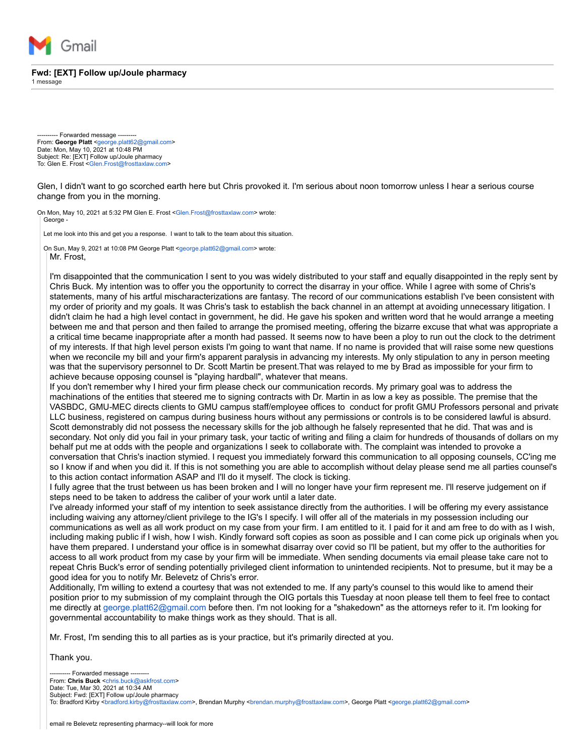Gmail

**Fwd: [EXT] Follow up/Joule pharmacy**

1 message

---------- Forwarded message ---------
From: **George Platt** <george.platt62@gmail.com>
Date: Mon, May 10, 2021 at 10:48 PM
Subject: Re: [EXT] Follow up/Joule pharmacy
To: Glen E. Frost <Glen.Frost@frosttaxlaw.com>

Glen, I didn't want to go scorched earth here but Chris provoked it. I'm serious about noon tomorrow unless I hear a serious course change from you in the morning.

On Mon, May 10, 2021 at 5:32 PM Glen E. Frost <Glen.Frost@frosttaxlaw.com> wrote:

> George -
>
> Let me look into this and get you a response. I want to talk to the team about this situation.
>
> On Sun, May 9, 2021 at 10:08 PM George Platt <george.platt62@gmail.com> wrote:
>
> > Mr. Frost,
> >
> > I'm disappointed that the communication I sent to you was widely distributed to your staff and equally disappointed in the reply sent by Chris Buck. My intention was to offer you the opportunity to correct the disarray in your office. While I agree with some of Chris's statements, many of his artful mischaracterizations are fantasy. The record of our communications establish I've been consistent with my order of priority and my goals. It was Chris's task to establish the back channel in an attempt at avoiding unnecessary litigation. I didn't claim he had a high level contact in government, he did. He gave his spoken and written word that he would arrange a meeting between me and that person and then failed to arrange the promised meeting, offering the bizarre excuse that what was appropriate a a critical time became inappropriate after a month had passed. It seems now to have been a ploy to run out the clock to the detriment of my interests. If that high level person exists I'm going to want that name. If no name is provided that will raise some new questions when we reconcile my bill and your firm's apparent paralysis in advancing my interests. My only stipulation to any in person meeting was that the supervisory personnel to Dr. Scott Martin be present.That was relayed to me by Brad as impossible for your firm to achieve because opposing counsel is "playing hardball", whatever that means.
> >
> > If you don't remember why I hired your firm please check our communication records. My primary goal was to address the machinations of the entities that steered me to signing contracts with Dr. Martin in as low a key as possible. The premise that the VASBDC, GMU-MEC directs clients to GMU campus staff/employee offices to conduct for profit GMU Professors personal and private LLC business, registered on campus during business hours without any permissions or controls is to be considered lawful is absurd. Scott demonstrably did not possess the necessary skills for the job although he falsely represented that he did. That was and is secondary. Not only did you fail in your primary task, your tactic of writing and filing a claim for hundreds of thousands of dollars on my behalf put me at odds with the people and organizations I seek to collaborate with. The complaint was intended to provoke a conversation that Chris's inaction stymied. I request you immediately forward this communication to all opposing counsels, CC'ing me so I know if and when you did it. If this is not something you are able to accomplish without delay please send me all parties counsel's to this action contact information ASAP and I'll do it myself. The clock is ticking.
> >
> > I fully agree that the trust between us has been broken and I will no longer have your firm represent me. I'll reserve judgement on if steps need to be taken to address the caliber of your work until a later date.
> >
> > I've already informed your staff of my intention to seek assistance directly from the authorities. I will be offering my every assistance including waiving any attorney/client privilege to the IG's I specify. I will offer all of the materials in my possession including our communications as well as all work product on my case from your firm. I am entitled to it. I paid for it and am free to do with as I wish, including making public if I wish, how I wish. Kindly forward soft copies as soon as possible and I can come pick up originals when you have them prepared. I understand your office is in somewhat disarray over covid so I'll be patient, but my offer to the authorities for access to all work product from my case by your firm will be immediate. When sending documents via email please take care not to repeat Chris Buck's error of sending potentially privileged client information to unintended recipients. Not to presume, but it may be a good idea for you to notify Mr. Belevetz of Chris's error.
> >
> > Additionally, I'm willing to extend a courtesy that was not extended to me. If any party's counsel to this would like to amend their position prior to my submission of my complaint through the OIG portals this Tuesday at noon please tell them to feel free to contact me directly at george.platt62@gmail.com before then. I'm not looking for a "shakedown" as the attorneys refer to it. I'm looking for governmental accountability to make things work as they should. That is all.
> >
> > Mr. Frost, I'm sending this to all parties as is your practice, but it's primarily directed at you.
> >
> > Thank you.
> >
> > ---------- Forwarded message ---------
> > From: **Chris Buck** <chris.buck@askfrost.com>
> > Date: Tue, Mar 30, 2021 at 10:34 AM
> > Subject: Fwd: [EXT] Follow up/Joule pharmacy
> > To: Bradford Kirby <bradford.kirby@frosttaxlaw.com>, Brendan Murphy <brendan.murphy@frosttaxlaw.com>, George Platt <george.platt62@gmail.com>
> >
> > email re Belevetz representing pharmacy--will look for more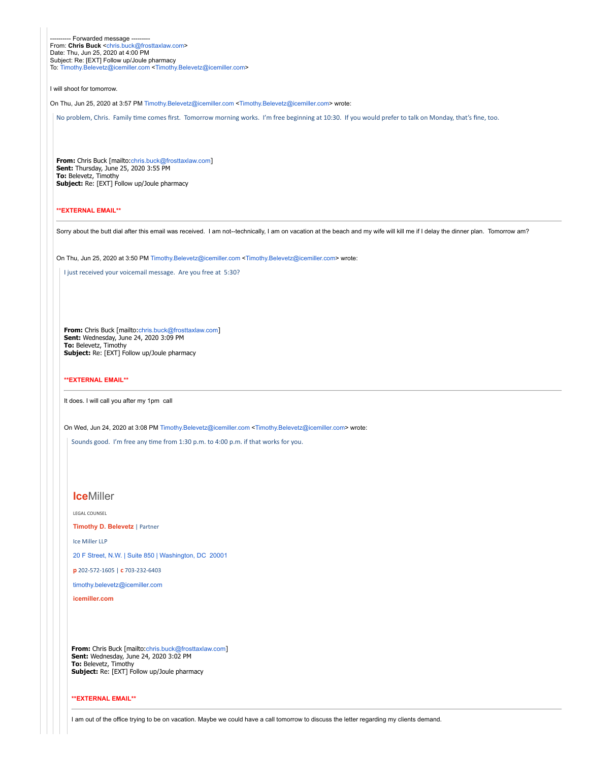---------- Forwarded message ---------
From: **Chris Buck** <chris.buck@frosttaxlaw.com>
Date: Thu, Jun 25, 2020 at 4:00 PM
Subject: Re: [EXT] Follow up/Joule pharmacy
To: Timothy.Belevetz@icemiller.com <Timothy.Belevetz@icemiller.com>

I will shoot for tomorrow.

On Thu, Jun 25, 2020 at 3:57 PM Timothy.Belevetz@icemiller.com <Timothy.Belevetz@icemiller.com> wrote:

> No problem, Chris. Family time comes first. Tomorrow morning works. I'm free beginning at 10:30. If you would prefer to talk on Monday, that's fine, too.
>
> **From:** Chris Buck [mailto:chris.buck@frosttaxlaw.com]
> **Sent:** Thursday, June 25, 2020 3:55 PM
> **To:** Belevetz, Timothy
> **Subject:** Re: [EXT] Follow up/Joule pharmacy
>
> ****EXTERNAL EMAIL****
>
> ---
>
> Sorry about the butt dial after this email was received. I am not--technically, I am on vacation at the beach and my wife will kill me if I delay the dinner plan. Tomorrow am?
>
> On Thu, Jun 25, 2020 at 3:50 PM Timothy.Belevetz@icemiller.com <Timothy.Belevetz@icemiller.com> wrote:
>
>> I just received your voicemail message. Are you free at 5:30?
>>
>> **From:** Chris Buck [mailto:chris.buck@frosttaxlaw.com]
>> **Sent:** Wednesday, June 24, 2020 3:09 PM
>> **To:** Belevetz, Timothy
>> **Subject:** Re: [EXT] Follow up/Joule pharmacy
>>
>> ****EXTERNAL EMAIL****
>>
>> ---
>>
>> It does. I will call you after my 1pm call
>>
>> On Wed, Jun 24, 2020 at 3:08 PM Timothy.Belevetz@icemiller.com <Timothy.Belevetz@icemiller.com> wrote:
>>
>>> Sounds good. I'm free any time from 1:30 p.m. to 4:00 p.m. if that works for you.
>>>
>>> **Ice**Miller
>>>
>>> LEGAL COUNSEL
>>>
>>> **Timothy D. Belevetz** | Partner
>>>
>>> Ice Miller LLP
>>>
>>> 20 F Street, N.W. | Suite 850 | Washington, DC 20001
>>>
>>> **p** 202-572-1605 | **c** 703-232-6403
>>>
>>> timothy.belevetz@icemiller.com
>>>
>>> **icemiller.com**
>>>
>>> **From:** Chris Buck [mailto:chris.buck@frosttaxlaw.com]
>>> **Sent:** Wednesday, June 24, 2020 3:02 PM
>>> **To:** Belevetz, Timothy
>>> **Subject:** Re: [EXT] Follow up/Joule pharmacy
>>>
>>> ****EXTERNAL EMAIL****
>>>
>>> ---
>>>
>>> I am out of the office trying to be on vacation. Maybe we could have a call tomorrow to discuss the letter regarding my clients demand.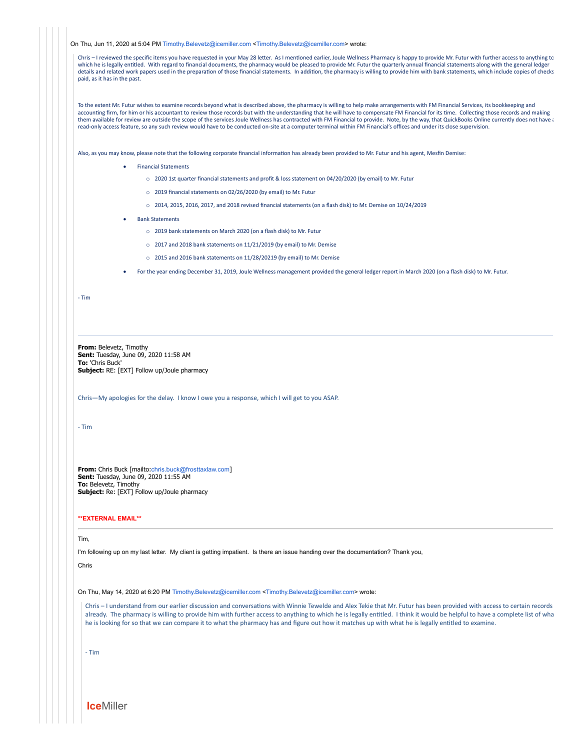On Thu, Jun 11, 2020 at 5:04 PM Timothy.Belevetz@icemiller.com <Timothy.Belevetz@icemiller.com> wrote:

> Chris – I reviewed the specific items you have requested in your May 28 letter. As I mentioned earlier, Joule Wellness Pharmacy is happy to provide Mr. Futur with further access to anything to which he is legally entitled. With regard to financial documents, the pharmacy would be pleased to provide Mr. Futur the quarterly annual financial statements along with the general ledger details and related work papers used in the preparation of those financial statements. In addition, the pharmacy is willing to provide him with bank statements, which include copies of checks paid, as it has in the past.
>
> To the extent Mr. Futur wishes to examine records beyond what is described above, the pharmacy is willing to help make arrangements with FM Financial Services, its bookkeeping and accounting firm, for him or his accountant to review those records but with the understanding that he will have to compensate FM Financial for its time. Collecting those records and making them available for review are outside the scope of the services Joule Wellness has contracted with FM Financial to provide. Note, by the way, that QuickBooks Online currently does not have a read-only access feature, so any such review would have to be conducted on-site at a computer terminal within FM Financial's offices and under its close supervision.
>
> Also, as you may know, please note that the following corporate financial information has already been provided to Mr. Futur and his agent, Mesfin Demise:
>
> - Financial Statements
>   - 2020 1st quarter financial statements and profit & loss statement on 04/20/2020 (by email) to Mr. Futur
>   - 2019 financial statements on 02/26/2020 (by email) to Mr. Futur
>   - 2014, 2015, 2016, 2017, and 2018 revised financial statements (on a flash disk) to Mr. Demise on 10/24/2019
> - Bank Statements
>   - 2019 bank statements on March 2020 (on a flash disk) to Mr. Futur
>   - 2017 and 2018 bank statements on 11/21/2019 (by email) to Mr. Demise
>   - 2015 and 2016 bank statements on 11/28/20219 (by email) to Mr. Demise
> - For the year ending December 31, 2019, Joule Wellness management provided the general ledger report in March 2020 (on a flash disk) to Mr. Futur.
>
> \- Tim
>
> ---
>
> **From:** Belevetz, Timothy
> **Sent:** Tuesday, June 09, 2020 11:58 AM
> **To:** 'Chris Buck'
> **Subject:** RE: [EXT] Follow up/Joule pharmacy
>
> Chris—My apologies for the delay. I know I owe you a response, which I will get to you ASAP.
>
> \- Tim
>
> **From:** Chris Buck [mailto:chris.buck@frosttaxlaw.com]
> **Sent:** Tuesday, June 09, 2020 11:55 AM
> **To:** Belevetz, Timothy
> **Subject:** Re: [EXT] Follow up/Joule pharmacy
>
> ****EXTERNAL EMAIL****
>
> ---
>
> Tim,
>
> I'm following up on my last letter. My client is getting impatient. Is there an issue handing over the documentation? Thank you,
>
> Chris
>
> On Thu, May 14, 2020 at 6:20 PM Timothy.Belevetz@icemiller.com <Timothy.Belevetz@icemiller.com> wrote:
>
> > Chris – I understand from our earlier discussion and conversations with Winnie Tewelde and Alex Tekie that Mr. Futur has been provided with access to certain records already. The pharmacy is willing to provide him with further access to anything to which he is legally entitled. I think it would be helpful to have a complete list of what he is looking for so that we can compare it to what the pharmacy has and figure out how it matches up with what he is legally entitled to examine.
> >
> > \- Tim
> >
> > IceMiller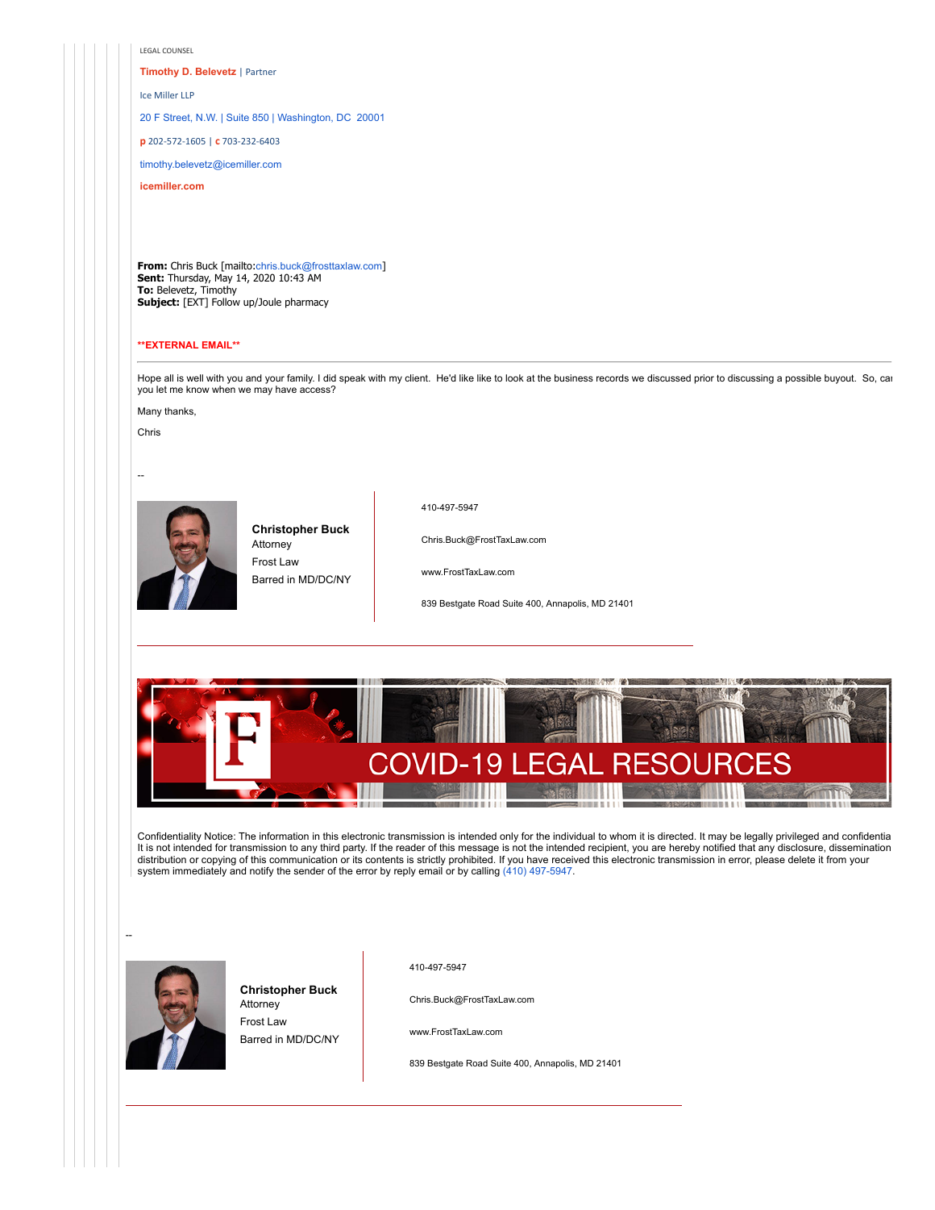LEGAL COUNSEL

**Timothy D. Belevetz** | Partner

Ice Miller LLP

20 F Street, N.W. | Suite 850 | Washington, DC 20001

**p** 202-572-1605 | **c** 703-232-6403

timothy.belevetz@icemiller.com

**icemiller.com**

**From:** Chris Buck [mailto:chris.buck@frosttaxlaw.com]
**Sent:** Thursday, May 14, 2020 10:43 AM
**To:** Belevetz, Timothy
**Subject:** [EXT] Follow up/Joule pharmacy

****EXTERNAL EMAIL****

---

Hope all is well with you and your family. I did speak with my client. He'd like like to look at the business records we discussed prior to discussing a possible buyout. So, can you let me know when we may have access?

Many thanks,

Chris

--

**Christopher Buck**
Attorney
Frost Law
Barred in MD/DC/NY

410-497-5947

Chris.Buck@FrostTaxLaw.com

www.FrostTaxLaw.com

839 Bestgate Road Suite 400, Annapolis, MD 21401

COVID-19 LEGAL RESOURCES

Confidentiality Notice: The information in this electronic transmission is intended only for the individual to whom it is directed. It may be legally privileged and confidentia It is not intended for transmission to any third party. If the reader of this message is not the intended recipient, you are hereby notified that any disclosure, dissemination distribution or copying of this communication or its contents is strictly prohibited. If you have received this electronic transmission in error, please delete it from your system immediately and notify the sender of the error by reply email or by calling (410) 497-5947.

--

**Christopher Buck**
Attorney
Frost Law
Barred in MD/DC/NY

410-497-5947

Chris.Buck@FrostTaxLaw.com

www.FrostTaxLaw.com

839 Bestgate Road Suite 400, Annapolis, MD 21401